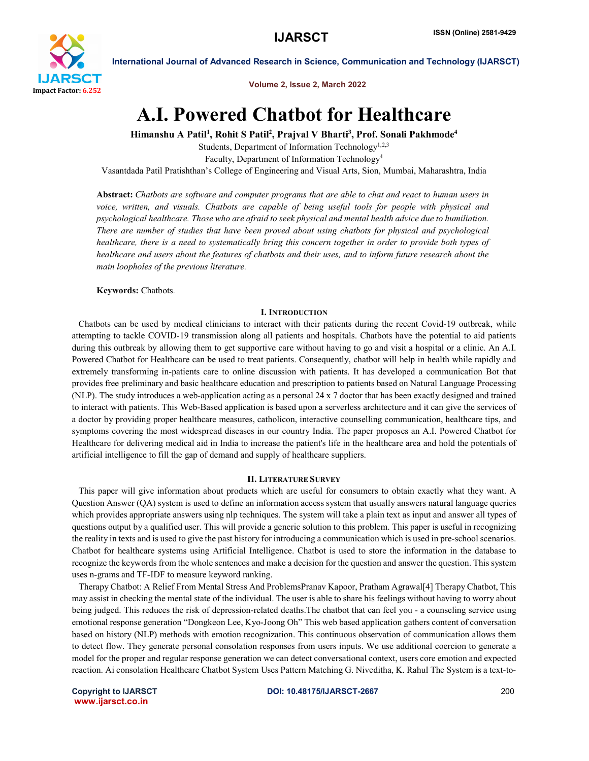# A.I. Powered Chatbot for Healthcare

**Himanshu A Patil[1], Rohit S Patil[2], Prajval V Bharti[3], Prof. Sonali Pakhmode[4]**

Students, Department of Information Technology[1,2,3]

Faculty, Department of Information Technology[4]

Vasantdada Patil Pratishthan's College of Engineering and Visual Arts, Sion, Mumbai, Maharashtra, India

**Abstract:** *Chatbots are software and computer programs that are able to chat and react to human users in voice, written, and visuals. Chatbots are capable of being useful tools for people with physical and psychological healthcare. Those who are afraid to seek physical and mental health advice due to humiliation. There are number of studies that have been proved about using chatbots for physical and psychological healthcare, there is a need to systematically bring this concern together in order to provide both types of healthcare and users about the features of chatbots and their uses, and to inform future research about the main loopholes of the previous literature.*

**Keywords:** Chatbots.

## I. Introduction

Chatbots can be used by medical clinicians to interact with their patients during the recent Covid-19 outbreak, while attempting to tackle COVID-19 transmission along all patients and hospitals. Chatbots have the potential to aid patients during this outbreak by allowing them to get supportive care without having to go and visit a hospital or a clinic. An A.I. Powered Chatbot for Healthcare can be used to treat patients. Consequently, chatbot will help in health while rapidly and extremely transforming in-patients care to online discussion with patients. It has developed a communication Bot that provides free preliminary and basic healthcare education and prescription to patients based on Natural Language Processing (NLP). The study introduces a web-application acting as a personal 24 x 7 doctor that has been exactly designed and trained to interact with patients. This Web-Based application is based upon a serverless architecture and it can give the services of a doctor by providing proper healthcare measures, catholicon, interactive counselling communication, healthcare tips, and symptoms covering the most widespread diseases in our country India. The paper proposes an A.I. Powered Chatbot for Healthcare for delivering medical aid in India to increase the patient's life in the healthcare area and hold the potentials of artificial intelligence to fill the gap of demand and supply of healthcare suppliers.

## II. Literature Survey

This paper will give information about products which are useful for consumers to obtain exactly what they want. A Question Answer (QA) system is used to define an information access system that usually answers natural language queries which provides appropriate answers using nlp techniques. The system will take a plain text as input and answer all types of questions output by a qualified user. This will provide a generic solution to this problem. This paper is useful in recognizing the reality in texts and is used to give the past history for introducing a communication which is used in pre-school scenarios. Chatbot for healthcare systems using Artificial Intelligence. Chatbot is used to store the information in the database to recognize the keywords from the whole sentences and make a decision for the question and answer the question. This system uses n-grams and TF-IDF to measure keyword ranking.

Therapy Chatbot: A Relief From Mental Stress And ProblemsPranav Kapoor, Pratham Agrawal[4] Therapy Chatbot, This may assist in checking the mental state of the individual. The user is able to share his feelings without having to worry about being judged. This reduces the risk of depression-related deaths.The chatbot that can feel you - a counseling service using emotional response generation "Dongkeon Lee, Kyo-Joong Oh" This web based application gathers content of conversation based on history (NLP) methods with emotion recognization. This continuous observation of communication allows them to detect flow. They generate personal consolation responses from users inputs. We use additional coercion to generate a model for the proper and regular response generation we can detect conversational context, users core emotion and expected reaction. Ai consolation Healthcare Chatbot System Uses Pattern Matching G. Niveditha, K. Rahul The System is a text-to-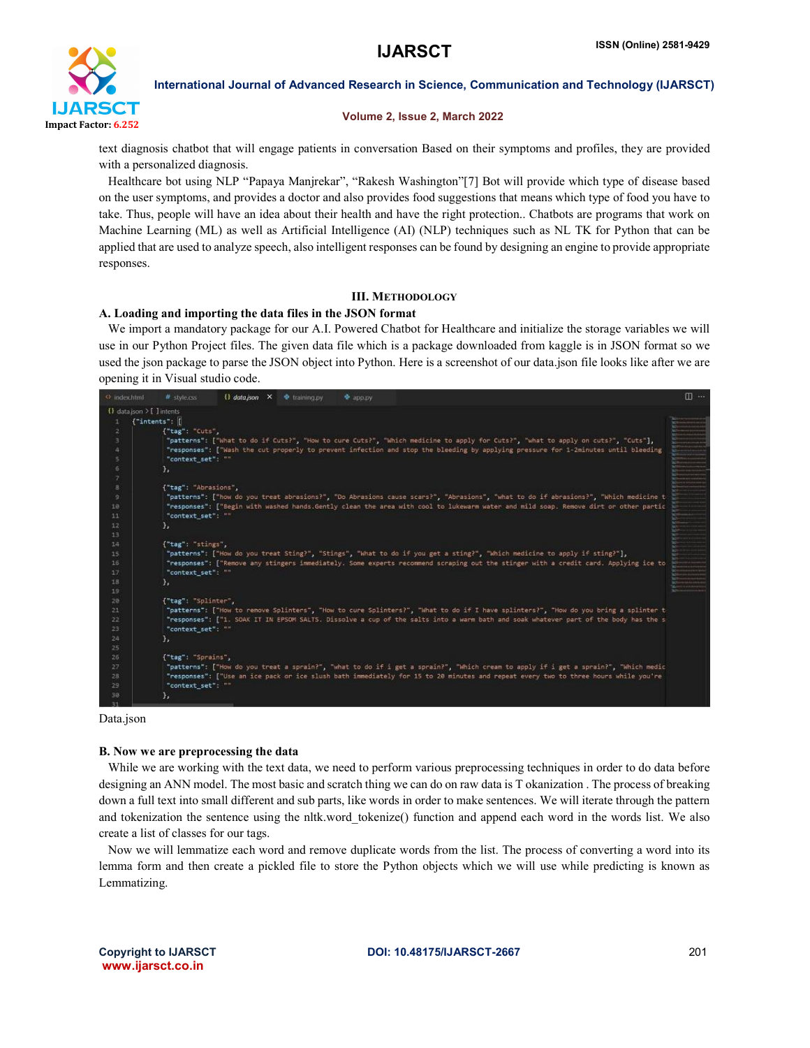text diagnosis chatbot that will engage patients in conversation Based on their symptoms and profiles, they are provided with a personalized diagnosis.

Healthcare bot using NLP "Papaya Manjrekar", "Rakesh Washington"[7] Bot will provide which type of disease based on the user symptoms, and provides a doctor and also provides food suggestions that means which type of food you have to take. Thus, people will have an idea about their health and have the right protection.. Chatbots are programs that work on Machine Learning (ML) as well as Artificial Intelligence (AI) (NLP) techniques such as NL TK for Python that can be applied that are used to analyze speech, also intelligent responses can be found by designing an engine to provide appropriate responses.

## III. Methodology

### A. Loading and importing the data files in the JSON format

We import a mandatory package for our A.I. Powered Chatbot for Healthcare and initialize the storage variables we will use in our Python Project files. The given data file which is a package downloaded from kaggle is in JSON format so we used the json package to parse the JSON object into Python. Here is a screenshot of our data.json file looks like after we are opening it in Visual studio code.

```
{"intents": [
    {"tag": "Cuts",
     "patterns": ["What to do if Cuts?", "How to cure Cuts?", "Which medicine to apply for Cuts?", "what to apply on cuts?", "Cuts"],
     "responses": ["Wash the cut properly to prevent infection and stop the bleeding by applying pressure for 1-2minutes until bleeding
     "context_set": ""
    },

    {"tag": "Abrasions",
     "patterns": ["how do you treat abrasions?", "Do Abrasions cause scars?", "Abrasions", "what to do if abrasions?", "Which medicine t
     "responses": ["Begin with washed hands.Gently clean the area with cool to lukewarm water and mild soap. Remove dirt or other partic
     "context_set": ""
    },

    {"tag": "stings",
     "patterns": ["How do you treat Sting?", "Stings", "What to do if you get a sting?", "Which medicine to apply if sting?"],
     "responses": ["Remove any stingers immediately. Some experts recommend scraping out the stinger with a credit card. Applying ice to
     "context_set": ""
    },

    {"tag": "Splinter",
     "patterns": ["How to remove Splinters", "How to cure Splinters?", "What to do if I have splinters?", "How do you bring a splinter t
     "responses": ["1. SOAK IT IN EPSOM SALTS. Dissolve a cup of the salts into a warm bath and soak whatever part of the body has the s
     "context_set": ""
    },

    {"tag": "Sprains",
     "patterns": ["How do you treat a sprain?", "what to do if i get a sprain?", "Which cream to apply if i get a sprain?", "Which medic
     "responses": ["Use an ice pack or ice slush bath immediately for 15 to 20 minutes and repeat every two to three hours while you're
     "context_set": ""
    },
```

Data.json

### B. Now we are preprocessing the data

While we are working with the text data, we need to perform various preprocessing techniques in order to do data before designing an ANN model. The most basic and scratch thing we can do on raw data is T okanization . The process of breaking down a full text into small different and sub parts, like words in order to make sentences. We will iterate through the pattern and tokenization the sentence using the nltk.word_tokenize() function and append each word in the words list. We also create a list of classes for our tags.

Now we will lemmatize each word and remove duplicate words from the list. The process of converting a word into its lemma form and then create a pickled file to store the Python objects which we will use while predicting is known as Lemmatizing.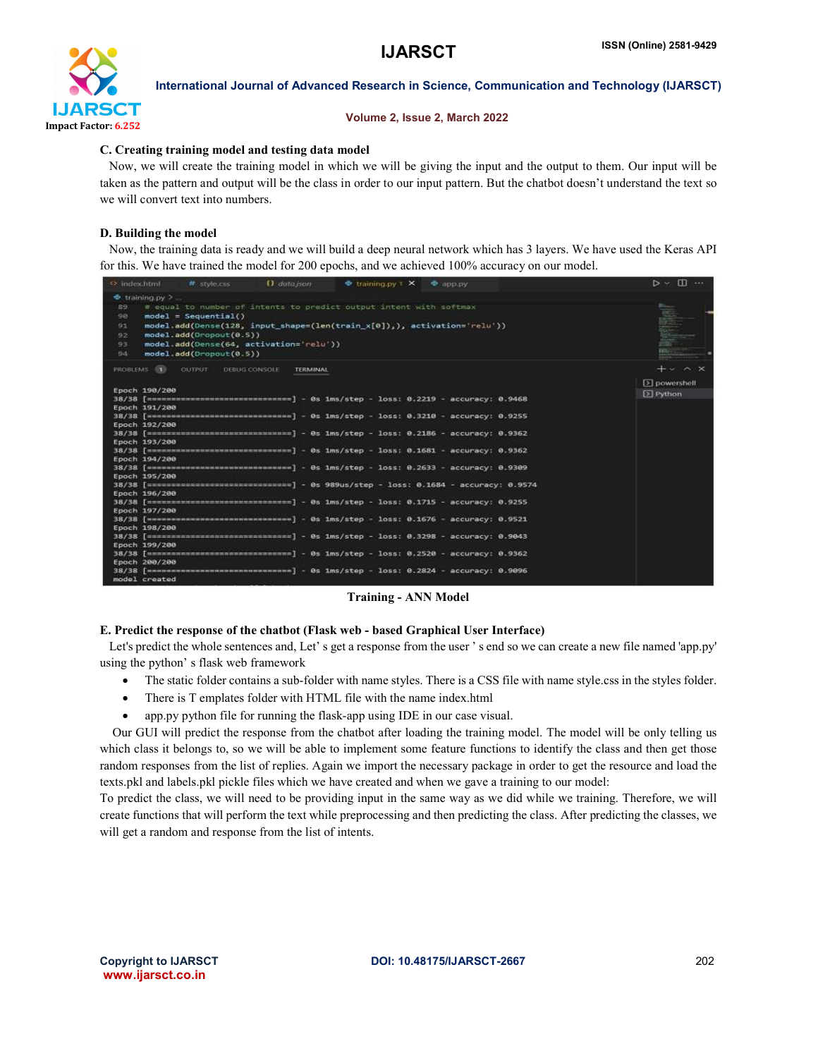### C. Creating training model and testing data model

Now, we will create the training model in which we will be giving the input and the output to them. Our input will be taken as the pattern and output will be the class in order to our input pattern. But the chatbot doesn't understand the text so we will convert text into numbers.

### D. Building the model

Now, the training data is ready and we will build a deep neural network which has 3 layers. We have used the Keras API for this. We have trained the model for 200 epochs, and we achieved 100% accuracy on our model.

```
89    # equal to number of intents to predict output intent with softmax
90    model = Sequential()
91    model.add(Dense(128, input_shape=(len(train_x[0]),), activation='relu'))
92    model.add(Dropout(0.5))
93    model.add(Dense(64, activation='relu'))
94    model.add(Dropout(0.5))
```

```
Epoch 190/200
38/38 [==============================] - 0s 1ms/step - loss: 0.2219 - accuracy: 0.9468
Epoch 191/200
38/38 [==============================] - 0s 1ms/step - loss: 0.3210 - accuracy: 0.9255
Epoch 192/200
38/38 [==============================] - 0s 1ms/step - loss: 0.2186 - accuracy: 0.9362
Epoch 193/200
38/38 [==============================] - 0s 1ms/step - loss: 0.1681 - accuracy: 0.9362
Epoch 194/200
38/38 [==============================] - 0s 1ms/step - loss: 0.2633 - accuracy: 0.9309
Epoch 195/200
38/38 [==============================] - 0s 989us/step - loss: 0.1684 - accuracy: 0.9574
Epoch 196/200
38/38 [==============================] - 0s 1ms/step - loss: 0.1715 - accuracy: 0.9255
Epoch 197/200
38/38 [==============================] - 0s 1ms/step - loss: 0.1676 - accuracy: 0.9521
Epoch 198/200
38/38 [==============================] - 0s 1ms/step - loss: 0.3298 - accuracy: 0.9043
Epoch 199/200
38/38 [==============================] - 0s 1ms/step - loss: 0.2520 - accuracy: 0.9362
Epoch 200/200
38/38 [==============================] - 0s 1ms/step - loss: 0.2824 - accuracy: 0.9096
model created
```

**Training - ANN Model**

### E. Predict the response of the chatbot (Flask web - based Graphical User Interface)

Let's predict the whole sentences and, Let' s get a response from the user ' s end so we can create a new file named 'app.py' using the python' s flask web framework

- The static folder contains a sub-folder with name styles. There is a CSS file with name style.css in the styles folder.
- There is T emplates folder with HTML file with the name index.html
- app.py python file for running the flask-app using IDE in our case visual.

Our GUI will predict the response from the chatbot after loading the training model. The model will be only telling us which class it belongs to, so we will be able to implement some feature functions to identify the class and then get those random responses from the list of replies. Again we import the necessary package in order to get the resource and load the texts.pkl and labels.pkl pickle files which we have created and when we gave a training to our model:

To predict the class, we will need to be providing input in the same way as we did while we training. Therefore, we will create functions that will perform the text while preprocessing and then predicting the class. After predicting the classes, we will get a random and response from the list of intents.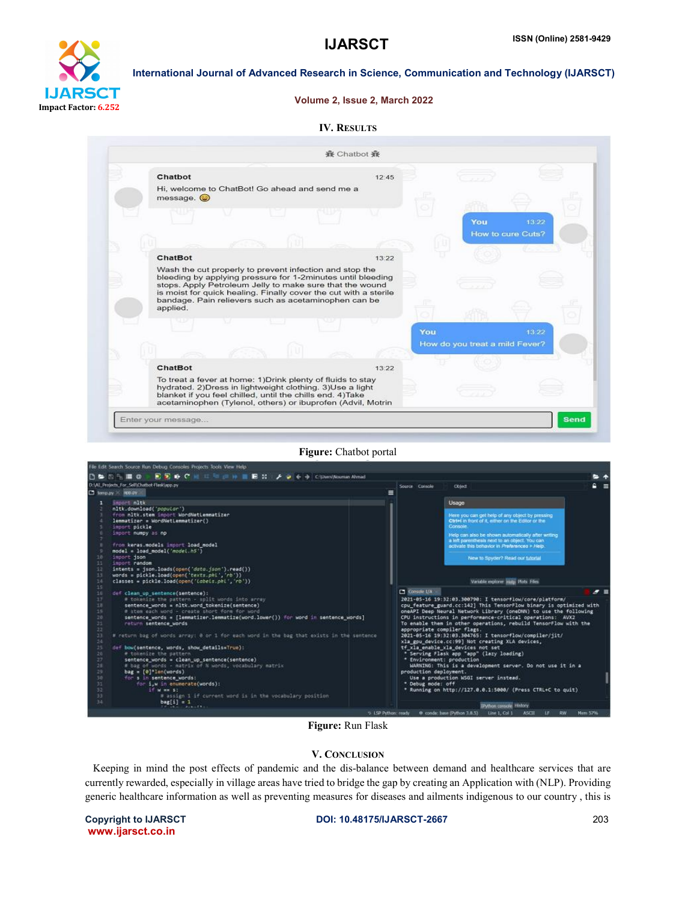## IV. Results

Figure: Chatbot portal

Figure: Run Flask

## V. Conclusion

Keeping in mind the post effects of pandemic and the dis-balance between demand and healthcare services that are currently rewarded, especially in village areas have tried to bridge the gap by creating an Application with (NLP). Providing generic healthcare information as well as preventing measures for diseases and ailments indigenous to our country , this is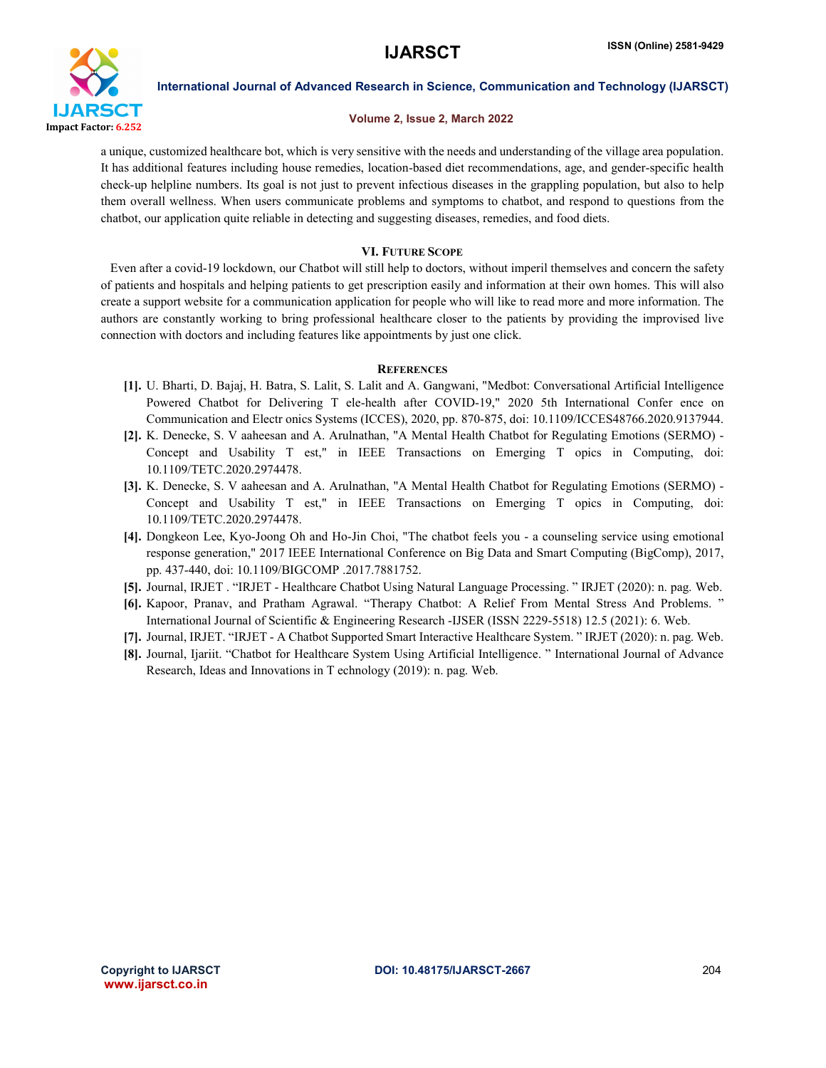a unique, customized healthcare bot, which is very sensitive with the needs and understanding of the village area population. It has additional features including house remedies, location-based diet recommendations, age, and gender-specific health check-up helpline numbers. Its goal is not just to prevent infectious diseases in the grappling population, but also to help them overall wellness. When users communicate problems and symptoms to chatbot, and respond to questions from the chatbot, our application quite reliable in detecting and suggesting diseases, remedies, and food diets.

## VI. Future Scope

Even after a covid-19 lockdown, our Chatbot will still help to doctors, without imperil themselves and concern the safety of patients and hospitals and helping patients to get prescription easily and information at their own homes. This will also create a support website for a communication application for people who will like to read more and more information. The authors are constantly working to bring professional healthcare closer to the patients by providing the improvised live connection with doctors and including features like appointments by just one click.

## References

**[1].** U. Bharti, D. Bajaj, H. Batra, S. Lalit, S. Lalit and A. Gangwani, "Medbot: Conversational Artificial Intelligence Powered Chatbot for Delivering T ele-health after COVID-19," 2020 5th International Confer ence on Communication and Electr onics Systems (ICCES), 2020, pp. 870-875, doi: 10.1109/ICCES48766.2020.9137944.

**[2].** K. Denecke, S. V aaheesan and A. Arulnathan, "A Mental Health Chatbot for Regulating Emotions (SERMO) - Concept and Usability T est," in IEEE Transactions on Emerging T opics in Computing, doi: 10.1109/TETC.2020.2974478.

**[3].** K. Denecke, S. V aaheesan and A. Arulnathan, "A Mental Health Chatbot for Regulating Emotions (SERMO) - Concept and Usability T est," in IEEE Transactions on Emerging T opics in Computing, doi: 10.1109/TETC.2020.2974478.

**[4].** Dongkeon Lee, Kyo-Joong Oh and Ho-Jin Choi, "The chatbot feels you - a counseling service using emotional response generation," 2017 IEEE International Conference on Big Data and Smart Computing (BigComp), 2017, pp. 437-440, doi: 10.1109/BIGCOMP .2017.7881752.

**[5].** Journal, IRJET . "IRJET - Healthcare Chatbot Using Natural Language Processing. " IRJET (2020): n. pag. Web.

**[6].** Kapoor, Pranav, and Pratham Agrawal. "Therapy Chatbot: A Relief From Mental Stress And Problems. " International Journal of Scientific & Engineering Research -IJSER (ISSN 2229-5518) 12.5 (2021): 6. Web.

**[7].** Journal, IRJET. "IRJET - A Chatbot Supported Smart Interactive Healthcare System. " IRJET (2020): n. pag. Web.

**[8].** Journal, Ijariit. "Chatbot for Healthcare System Using Artificial Intelligence. " International Journal of Advance Research, Ideas and Innovations in T echnology (2019): n. pag. Web.